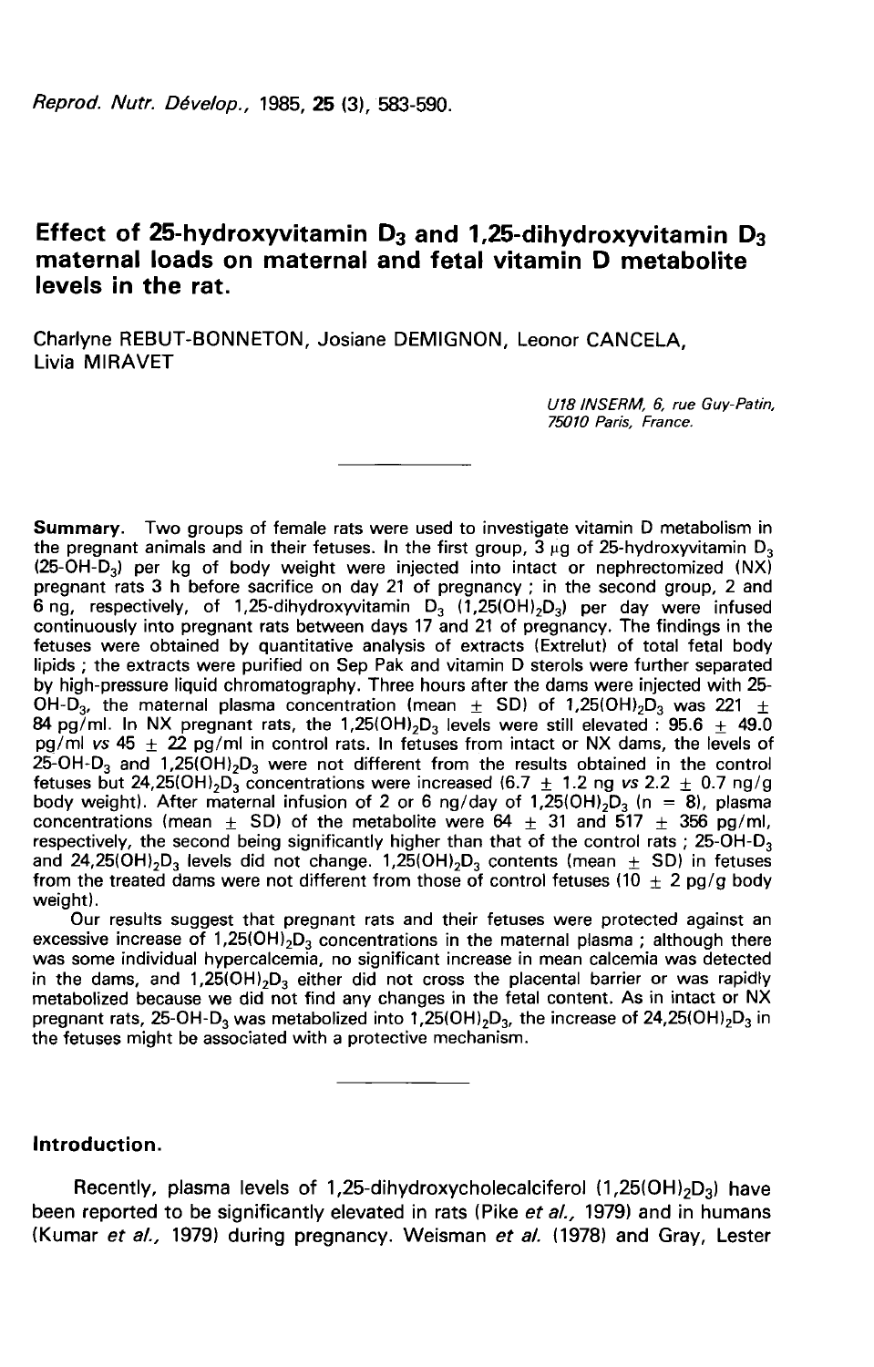# Effect of 25-hydroxyvitamin $D_3$ and 1,25-dihydroxyvitamin $D_3$ maternal loads on maternal and fetal vitamin D metabolite levels in the rat.

Charlyne REBUT-BONNETON, Josiane DEMIGNON, Leonor CANCELA, Livia MIRAVET

*U18 INSERM, 6, rue Guy-Patin, 75010 Paris, France.*

---

**Summary.** Two groups of female rats were used to investigate vitamin D metabolism in the pregnant animals and in their fetuses. In the first group, 3 µg of 25-hydroxyvitamin $D_3$ (25-OH-$D_3$) per kg of body weight were injected into intact or nephrectomized (NX) pregnant rats 3 h before sacrifice on day 21 of pregnancy ; in the second group, 2 and 6 ng, respectively, of 1,25-dihydroxyvitamin $D_3$ (1,25(OH)$_2$$D_3$) per day were infused continuously into pregnant rats between days 17 and 21 of pregnancy. The findings in the fetuses were obtained by quantitative analysis of extracts (Extrelut) of total fetal body lipids ; the extracts were purified on Sep Pak and vitamin D sterols were further separated by high-pressure liquid chromatography. Three hours after the dams were injected with 25-OH-$D_3$, the maternal plasma concentration (mean $\pm$ SD) of 1,25(OH)$_2$$D_3$ was 221 $\pm$ 84 pg/ml. In NX pregnant rats, the 1,25(OH)$_2$$D_3$ levels were still elevated : 95.6 $\pm$ 49.0 pg/ml *vs* 45 $\pm$ 22 pg/ml in control rats. In fetuses from intact or NX dams, the levels of 25-OH-$D_3$ and 1,25(OH)$_2$$D_3$ were not different from the results obtained in the control fetuses but 24,25(OH)$_2$$D_3$ concentrations were increased (6.7 $\pm$ 1.2 ng *vs* 2.2 $\pm$ 0.7 ng/g body weight). After maternal infusion of 2 or 6 ng/day of 1,25(OH)$_2$$D_3$ (n = 8), plasma concentrations (mean $\pm$ SD) of the metabolite were 64 $\pm$ 31 and 517 $\pm$ 356 pg/ml, respectively, the second being significantly higher than that of the control rats ; 25-OH-$D_3$ and 24,25(OH)$_2$$D_3$ levels did not change. 1,25(OH)$_2$$D_3$ contents (mean $\pm$ SD) in fetuses from the treated dams were not different from those of control fetuses (10 $\pm$ 2 pg/g body weight).

Our results suggest that pregnant rats and their fetuses were protected against an excessive increase of 1,25(OH)$_2$$D_3$ concentrations in the maternal plasma ; although there was some individual hypercalcemia, no significant increase in mean calcemia was detected in the dams, and 1,25(OH)$_2$$D_3$ either did not cross the placental barrier or was rapidly metabolized because we did not find any changes in the fetal content. As in intact or NX pregnant rats, 25-OH-$D_3$ was metabolized into 1,25(OH)$_2$$D_3$, the increase of 24,25(OH)$_2$$D_3$ in the fetuses might be associated with a protective mechanism.

---

## Introduction.

Recently, plasma levels of 1,25-dihydroxycholecalciferol (1,25(OH)$_2$$D_3$) have been reported to be significantly elevated in rats (Pike *et al.,* 1979) and in humans (Kumar *et al.,* 1979) during pregnancy. Weisman *et al.* (1978) and Gray, Lester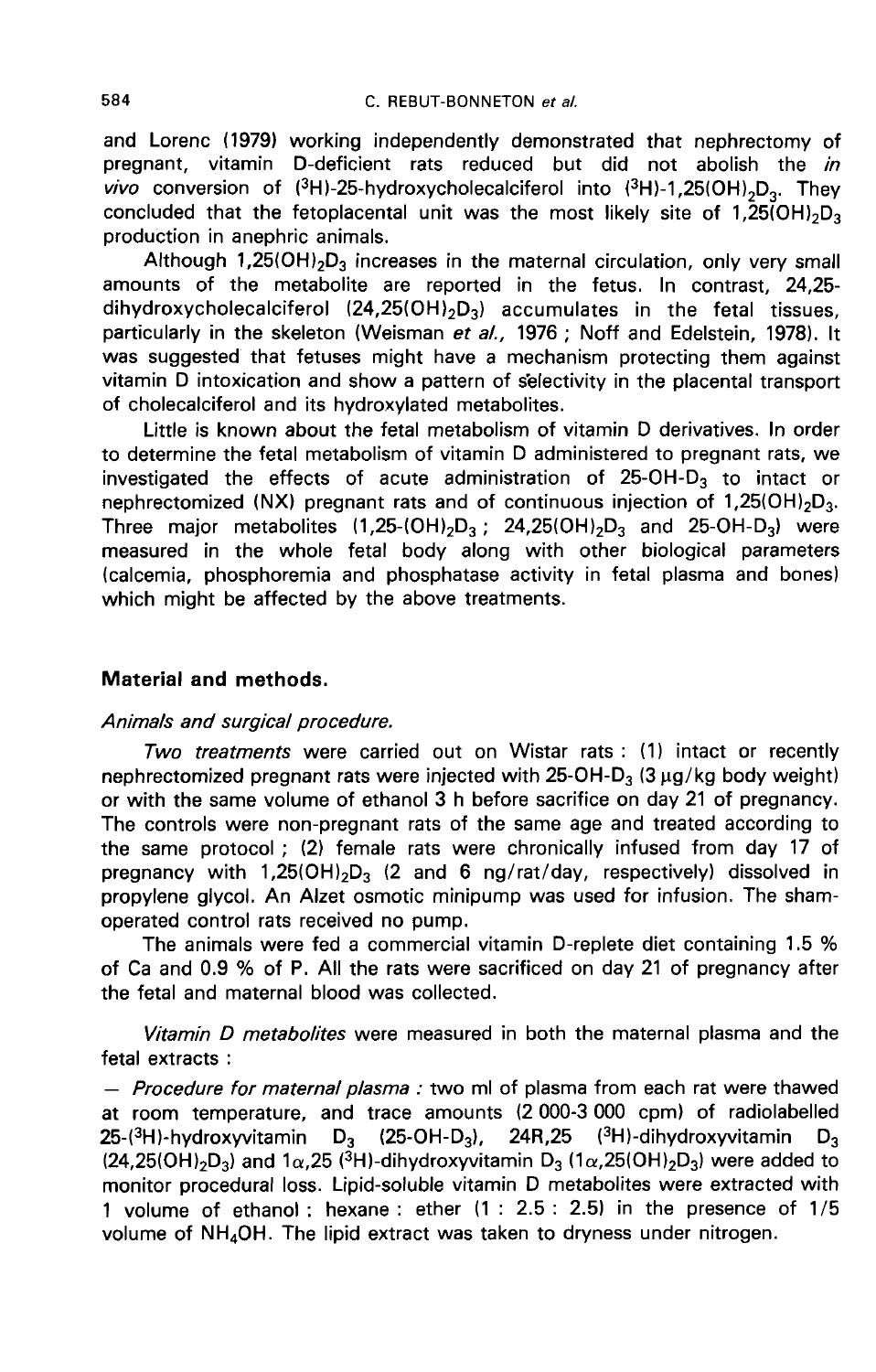and Lorenc (1979) working independently demonstrated that nephrectomy of pregnant, vitamin D-deficient rats reduced but did not abolish the *in vivo* conversion of ($^3$H)-25-hydroxycholecalciferol into ($^3$H)-1,25(OH)$_2$D$_3$. They concluded that the fetoplacental unit was the most likely site of 1,25(OH)$_2$D$_3$ production in anephric animals.

Although 1,25(OH)$_2$D$_3$ increases in the maternal circulation, only very small amounts of the metabolite are reported in the fetus. In contrast, 24,25-dihydroxycholecalciferol (24,25(OH)$_2$D$_3$) accumulates in the fetal tissues, particularly in the skeleton (Weisman *et al.*, 1976 ; Noff and Edelstein, 1978). It was suggested that fetuses might have a mechanism protecting them against vitamin D intoxication and show a pattern of selectivity in the placental transport of cholecalciferol and its hydroxylated metabolites.

Little is known about the fetal metabolism of vitamin D derivatives. In order to determine the fetal metabolism of vitamin D administered to pregnant rats, we investigated the effects of acute administration of 25-OH-D$_3$ to intact or nephrectomized (NX) pregnant rats and of continuous injection of 1,25(OH)$_2$D$_3$. Three major metabolites (1,25-(OH)$_2$D$_3$ ; 24,25(OH)$_2$D$_3$ and 25-OH-D$_3$) were measured in the whole fetal body along with other biological parameters (calcemia, phosphoremia and phosphatase activity in fetal plasma and bones) which might be affected by the above treatments.

## Material and methods.

### *Animals and surgical procedure.*

*Two treatments* were carried out on Wistar rats : (1) intact or recently nephrectomized pregnant rats were injected with 25-OH-D$_3$ (3 µg/kg body weight) or with the same volume of ethanol 3 h before sacrifice on day 21 of pregnancy. The controls were non-pregnant rats of the same age and treated according to the same protocol ; (2) female rats were chronically infused from day 17 of pregnancy with 1,25(OH)$_2$D$_3$ (2 and 6 ng/rat/day, respectively) dissolved in propylene glycol. An Alzet osmotic minipump was used for infusion. The sham-operated control rats received no pump.

The animals were fed a commercial vitamin D-replete diet containing 1.5 % of Ca and 0.9 % of P. All the rats were sacrificed on day 21 of pregnancy after the fetal and maternal blood was collected.

*Vitamin D metabolites* were measured in both the maternal plasma and the fetal extracts :

— *Procedure for maternal plasma :* two ml of plasma from each rat were thawed at room temperature, and trace amounts (2 000-3 000 cpm) of radiolabelled 25-($^3$H)-hydroxyvitamin D$_3$ (25-OH-D$_3$), 24R,25 ($^3$H)-dihydroxyvitamin D$_3$ (24,25(OH)$_2$D$_3$) and 1$\alpha$,25 ($^3$H)-dihydroxyvitamin D$_3$ (1$\alpha$,25(OH)$_2$D$_3$) were added to monitor procedural loss. Lipid-soluble vitamin D metabolites were extracted with 1 volume of ethanol : hexane : ether (1 : 2.5 : 2.5) in the presence of 1/5 volume of $NH_4OH$. The lipid extract was taken to dryness under nitrogen.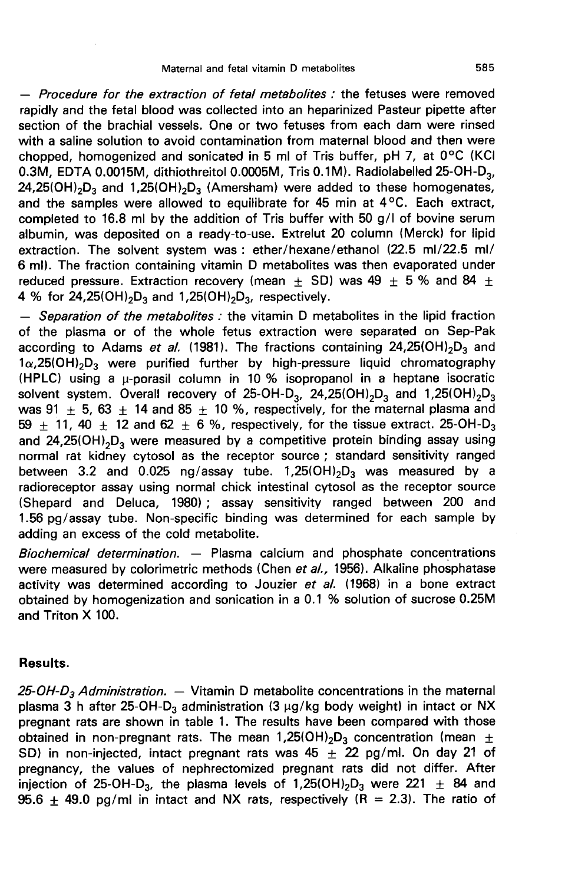— *Procedure for the extraction of fetal metabolites :* the fetuses were removed rapidly and the fetal blood was collected into an heparinized Pasteur pipette after section of the brachial vessels. One or two fetuses from each dam were rinsed with a saline solution to avoid contamination from maternal blood and then were chopped, homogenized and sonicated in 5 ml of Tris buffer, pH 7, at 0 °C (KCl 0.3M, EDTA 0.0015M, dithiothreitol 0.0005M, Tris 0.1M). Radiolabelled 25-OH-$D_3$, 24,25$(OH)_2D_3$ and 1,25$(OH)_2D_3$ (Amersham) were added to these homogenates, and the samples were allowed to equilibrate for 45 min at 4 °C. Each extract, completed to 16.8 ml by the addition of Tris buffer with 50 g/l of bovine serum albumin, was deposited on a ready-to-use. Extrelut 20 column (Merck) for lipid extraction. The solvent system was : ether/hexane/ethanol (22.5 ml/22.5 ml/ 6 ml). The fraction containing vitamin D metabolites was then evaporated under reduced pressure. Extraction recovery (mean ± SD) was 49 ± 5 % and 84 ± 4 % for 24,25$(OH)_2D_3$ and 1,25$(OH)_2D_3$, respectively.

— *Separation of the metabolites :* the vitamin D metabolites in the lipid fraction of the plasma or of the whole fetus extraction were separated on Sep-Pak according to Adams *et al.* (1981). The fractions containing 24,25$(OH)_2D_3$ and 1$\alpha$,25$(OH)_2D_3$ were purified further by high-pressure liquid chromatography (HPLC) using a $\mu$-porasil column in 10 % isopropanol in a heptane isocratic solvent system. Overall recovery of 25-OH-$D_3$, 24,25$(OH)_2D_3$ and 1,25$(OH)_2D_3$ was 91 ± 5, 63 ± 14 and 85 ± 10 %, respectively, for the maternal plasma and 59 ± 11, 40 ± 12 and 62 ± 6 %, respectively, for the tissue extract. 25-OH-$D_3$ and 24,25$(OH)_2D_3$ were measured by a competitive protein binding assay using normal rat kidney cytosol as the receptor source ; standard sensitivity ranged between 3.2 and 0.025 ng/assay tube. 1,25$(OH)_2D_3$ was measured by a radioreceptor assay using normal chick intestinal cytosol as the receptor source (Shepard and Deluca, 1980) ; assay sensitivity ranged between 200 and 1.56 pg/assay tube. Non-specific binding was determined for each sample by adding an excess of the cold metabolite.

*Biochemical determination.* — Plasma calcium and phosphate concentrations were measured by colorimetric methods (Chen *et al.*, 1956). Alkaline phosphatase activity was determined according to Jouzier *et al.* (1968) in a bone extract obtained by homogenization and sonication in a 0.1 % solution of sucrose 0.25M and Triton X 100.

## Results.

*25-OH-$D_3$ Administration.* — Vitamin D metabolite concentrations in the maternal plasma 3 h after 25-OH-$D_3$ administration (3 $\mu$g/kg body weight) in intact or NX pregnant rats are shown in table 1. The results have been compared with those obtained in non-pregnant rats. The mean 1,25$(OH)_2D_3$ concentration (mean ± SD) in non-injected, intact pregnant rats was 45 ± 22 pg/ml. On day 21 of pregnancy, the values of nephrectomized pregnant rats did not differ. After injection of 25-OH-$D_3$, the plasma levels of 1,25$(OH)_2D_3$ were 221 ± 84 and 95.6 ± 49.0 pg/ml in intact and NX rats, respectively ($R = 2.3$). The ratio of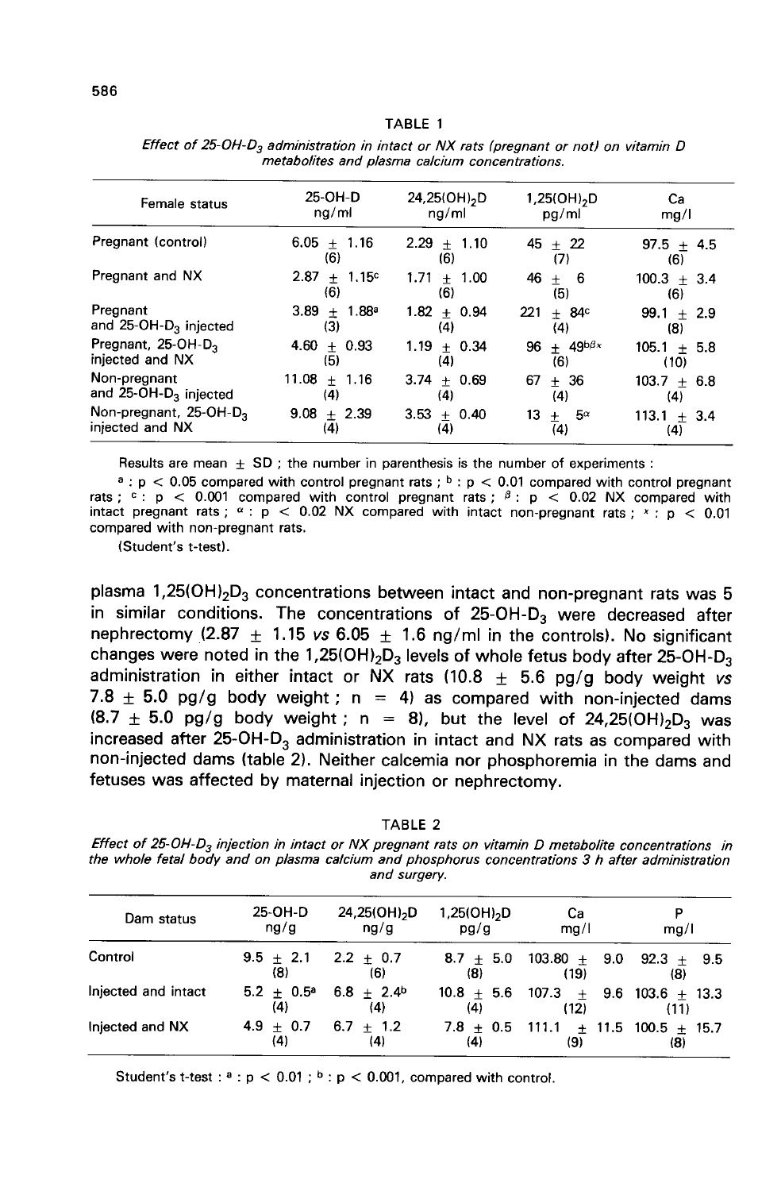TABLE 1

*Effect of 25-OH-$D_3$ administration in intact or NX rats (pregnant or not) on vitamin D metabolites and plasma calcium concentrations.*

| Female status | 25-OH-D ng/ml | 24,25(OH)$_2$D ng/ml | 1,25(OH)$_2$D pg/ml | Ca mg/l |
|---|---|---|---|---|
| Pregnant (control) | 6.05 ± 1.16 (6) | 2.29 ± 1.10 (6) | 45 ± 22 (7) | 97.5 ± 4.5 (6) |
| Pregnant and NX | 2.87 ± 1.15[c] (6) | 1.71 ± 1.00 (6) | 46 ± 6 (5) | 100.3 ± 3.4 (6) |
| Pregnant and 25-OH-$D_3$ injected | 3.89 ± 1.88[a] (3) | 1.82 ± 0.94 (4) | 221 ± 84[c] (4) | 99.1 ± 2.9 (8) |
| Pregnant, 25-OH-$D_3$ injected and NX | 4.60 ± 0.93 (5) | 1.19 ± 0.34 (4) | 96 ± 49[bβx] (6) | 105.1 ± 5.8 (10) |
| Non-pregnant and 25-OH-$D_3$ injected | 11.08 ± 1.16 (4) | 3.74 ± 0.69 (4) | 67 ± 36 (4) | 103.7 ± 6.8 (4) |
| Non-pregnant, 25-OH-$D_3$ injected and NX | 9.08 ± 2.39 (4) | 3.53 ± 0.40 (4) | 13 ± 5[α] (4) | 113.1 ± 3.4 (4) |

Results are mean ± SD ; the number in parenthesis is the number of experiments :

[a] : $p < 0.05$ compared with control pregnant rats ; [b] : $p < 0.01$ compared with control pregnant rats ; [c] : $p < 0.001$ compared with control pregnant rats ; [β] : $p < 0.02$ NX compared with intact pregnant rats ; [α] : $p < 0.02$ NX compared with intact non-pregnant rats ; [x] : $p < 0.01$ compared with non-pregnant rats.

(Student's t-test).

plasma 1,25(OH)$_2$D$_3$ concentrations between intact and non-pregnant rats was 5 in similar conditions. The concentrations of 25-OH-$D_3$ were decreased after nephrectomy (2.87 ± 1.15 *vs* 6.05 ± 1.6 ng/ml in the controls). No significant changes were noted in the 1,25(OH)$_2$D$_3$ levels of whole fetus body after 25-OH-$D_3$ administration in either intact or NX rats (10.8 ± 5.6 pg/g body weight *vs* 7.8 ± 5.0 pg/g body weight ; n = 4) as compared with non-injected dams (8.7 ± 5.0 pg/g body weight ; n = 8), but the level of 24,25(OH)$_2$D$_3$ was increased after 25-OH-$D_3$ administration in intact and NX rats as compared with non-injected dams (table 2). Neither calcemia nor phosphoremia in the dams and fetuses was affected by maternal injection or nephrectomy.

TABLE 2

*Effect of 25-OH-$D_3$ injection in intact or NX pregnant rats on vitamin D metabolite concentrations in the whole fetal body and on plasma calcium and phosphorus concentrations 3 h after administration and surgery.*

| Dam status | 25-OH-D ng/g | 24,25(OH)$_2$D ng/g | 1,25(OH)$_2$D pg/g | Ca mg/l | P mg/l |
|---|---|---|---|---|---|
| Control | 9.5 ± 2.1 (8) | 2.2 ± 0.7 (6) | 8.7 ± 5.0 (8) | 103.80 ± 9.0 (19) | 92.3 ± 9.5 (8) |
| Injected and intact | 5.2 ± 0.5[a] (4) | 6.8 ± 2.4[b] (4) | 10.8 ± 5.6 (4) | 107.3 ± 9.6 (12) | 103.6 ± 13.3 (11) |
| Injected and NX | 4.9 ± 0.7 (4) | 6.7 ± 1.2 (4) | 7.8 ± 0.5 (4) | 111.1 ± 11.5 (9) | 100.5 ± 15.7 (8) |

Student's t-test : [a] : $p < 0.01$ ; [b] : $p < 0.001$, compared with control.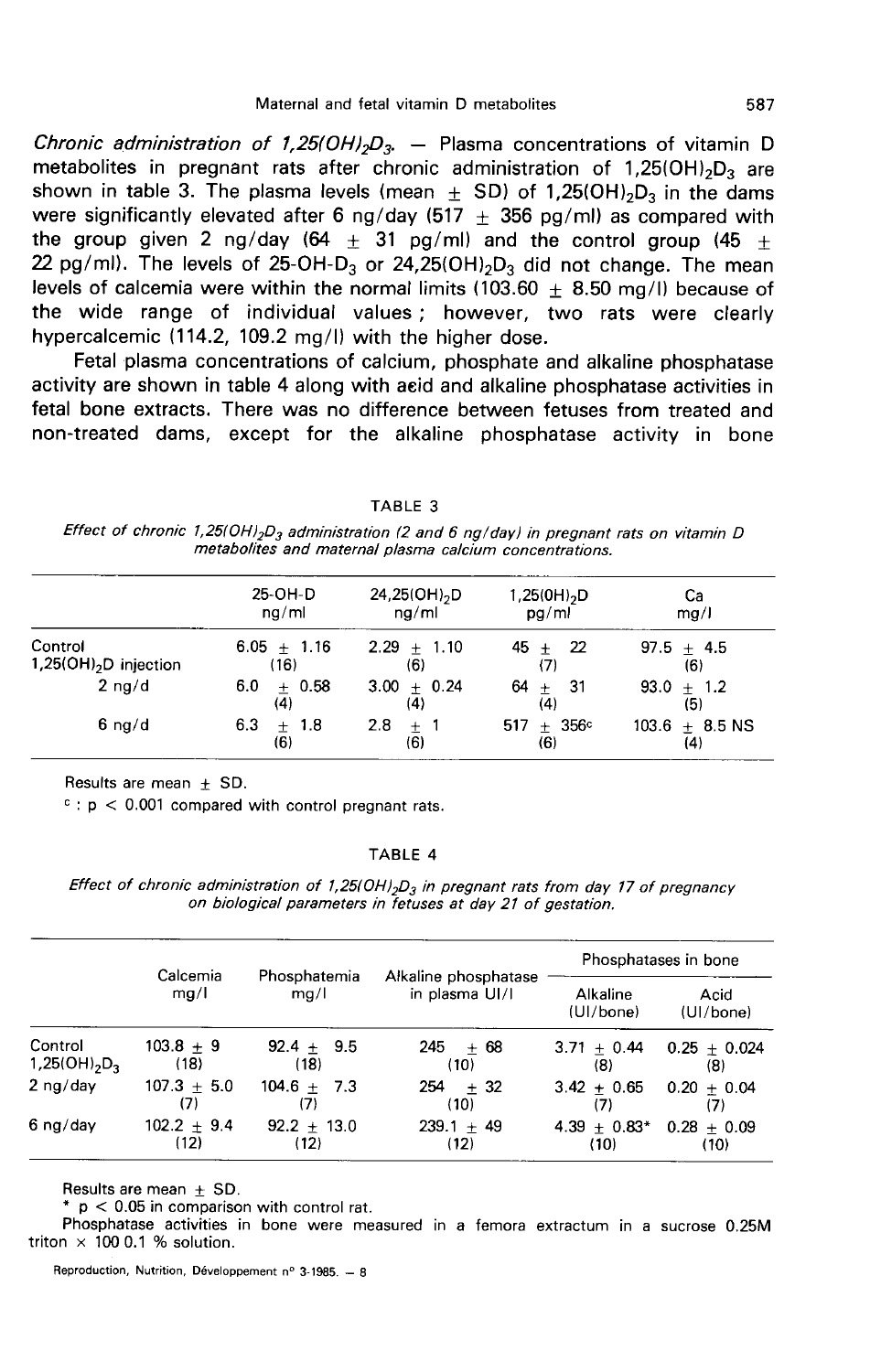*Chronic administration of $1,25(OH)_2D_3$.* — Plasma concentrations of vitamin D metabolites in pregnant rats after chronic administration of $1,25(OH)_2D_3$ are shown in table 3. The plasma levels (mean $\pm$ SD) of $1,25(OH)_2D_3$ in the dams were significantly elevated after 6 ng/day (517 $\pm$ 356 pg/ml) as compared with the group given 2 ng/day (64 $\pm$ 31 pg/ml) and the control group (45 $\pm$ 22 pg/ml). The levels of 25-OH-$D_3$ or $24,25(OH)_2D_3$ did not change. The mean levels of calcemia were within the normal limits (103.60 $\pm$ 8.50 mg/l) because of the wide range of individual values ; however, two rats were clearly hypercalcemic (114.2, 109.2 mg/l) with the higher dose.

Fetal plasma concentrations of calcium, phosphate and alkaline phosphatase activity are shown in table 4 along with acid and alkaline phosphatase activities in fetal bone extracts. There was no difference between fetuses from treated and non-treated dams, except for the alkaline phosphatase activity in bone

TABLE 3

*Effect of chronic $1,25(OH)_2D_3$ administration (2 and 6 ng/day) in pregnant rats on vitamin D metabolites and maternal plasma calcium concentrations.*

| | 25-OH-D ng/ml | $24,25(OH)_2D$ ng/ml | $1,25(OH)_2D$ pg/ml | Ca mg/l |
|---|---|---|---|---|
| Control | 6.05 $\pm$ 1.16 (16) | 2.29 $\pm$ 1.10 (6) | 45 $\pm$ 22 (7) | 97.5 $\pm$ 4.5 (6) |
| $1,25(OH)_2D$ injection | | | | |
| 2 ng/d | 6.0 $\pm$ 0.58 (4) | 3.00 $\pm$ 0.24 (4) | 64 $\pm$ 31 (4) | 93.0 $\pm$ 1.2 (5) |
| 6 ng/d | 6.3 $\pm$ 1.8 (6) | 2.8 $\pm$ 1 (6) | 517 $\pm$ 356[c] (6) | 103.6 $\pm$ 8.5 NS (4) |

Results are mean $\pm$ SD.

[c] : $p < 0.001$ compared with control pregnant rats.

TABLE 4

*Effect of chronic administration of $1,25(OH)_2D_3$ in pregnant rats from day 17 of pregnancy on biological parameters in fetuses at day 21 of gestation.*

| | Calcemia mg/l | Phosphatemia mg/l | Alkaline phosphatase in plasma UI/l | Phosphatases in bone | |
|---|---|---|---|---|---|
| | | | | Alkaline (UI/bone) | Acid (UI/bone) |
| Control | 103.8 $\pm$ 9 (18) | 92.4 $\pm$ 9.5 (18) | 245 $\pm$ 68 (10) | 3.71 $\pm$ 0.44 (8) | 0.25 $\pm$ 0.024 (8) |
| $1,25(OH)_2D_3$ | | | | | |
| 2 ng/day | 107.3 $\pm$ 5.0 (7) | 104.6 $\pm$ 7.3 (7) | 254 $\pm$ 32 (10) | 3.42 $\pm$ 0.65 (7) | 0.20 $\pm$ 0.04 (7) |
| 6 ng/day | 102.2 $\pm$ 9.4 (12) | 92.2 $\pm$ 13.0 (12) | 239.1 $\pm$ 49 (12) | 4.39 $\pm$ 0.83* (10) | 0.28 $\pm$ 0.09 (10) |

Results are mean $\pm$ SD.

* $p < 0.05$ in comparison with control rat.

Phosphatase activities in bone were measured in a femora extractum in a sucrose 0.25M triton × 100 0.1 % solution.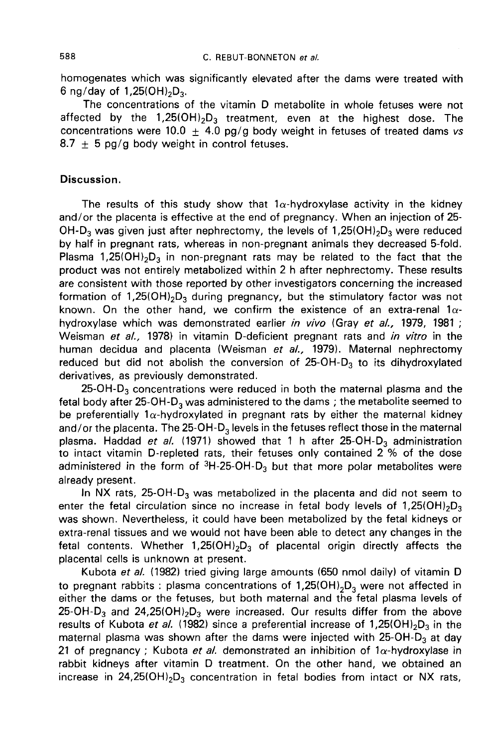homogenates which was significantly elevated after the dams were treated with 6 ng/day of $1,25(OH)_2D_3$.

The concentrations of the vitamin D metabolite in whole fetuses were not affected by the $1,25(OH)_2D_3$ treatment, even at the highest dose. The concentrations were $10.0 \pm 4.0$ pg/g body weight in fetuses of treated dams *vs* $8.7 \pm 5$ pg/g body weight in control fetuses.

## Discussion.

The results of this study show that $1\alpha$-hydroxylase activity in the kidney and/or the placenta is effective at the end of pregnancy. When an injection of 25-$OH$-$D_3$ was given just after nephrectomy, the levels of $1,25(OH)_2D_3$ were reduced by half in pregnant rats, whereas in non-pregnant animals they decreased 5-fold. Plasma $1,25(OH)_2D_3$ in non-pregnant rats may be related to the fact that the product was not entirely metabolized within 2 h after nephrectomy. These results are consistent with those reported by other investigators concerning the increased formation of $1,25(OH)_2D_3$ during pregnancy, but the stimulatory factor was not known. On the other hand, we confirm the existence of an extra-renal $1\alpha$-hydroxylase which was demonstrated earlier *in vivo* (Gray *et al.,* 1979, 1981 ; Weisman *et al.,* 1978) in vitamin D-deficient pregnant rats and *in vitro* in the human decidua and placenta (Weisman *et al.,* 1979). Maternal nephrectomy reduced but did not abolish the conversion of 25-$OH$-$D_3$ to its dihydroxylated derivatives, as previously demonstrated.

25-$OH$-$D_3$ concentrations were reduced in both the maternal plasma and the fetal body after 25-$OH$-$D_3$ was administered to the dams ; the metabolite seemed to be preferentially $1\alpha$-hydroxylated in pregnant rats by either the maternal kidney and/or the placenta. The 25-$OH$-$D_3$ levels in the fetuses reflect those in the maternal plasma. Haddad *et al.* (1971) showed that 1 h after 25-$OH$-$D_3$ administration to intact vitamin D-repleted rats, their fetuses only contained 2 % of the dose administered in the form of $^3H$-25-$OH$-$D_3$ but that more polar metabolites were already present.

In NX rats, 25-$OH$-$D_3$ was metabolized in the placenta and did not seem to enter the fetal circulation since no increase in fetal body levels of $1,25(OH)_2D_3$ was shown. Nevertheless, it could have been metabolized by the fetal kidneys or extra-renal tissues and we would not have been able to detect any changes in the fetal contents. Whether $1,25(OH)_2D_3$ of placental origin directly affects the placental cells is unknown at present.

Kubota *et al.* (1982) tried giving large amounts (650 nmol daily) of vitamin D to pregnant rabbits : plasma concentrations of $1,25(OH)_2D_3$ were not affected in either the dams or the fetuses, but both maternal and the fetal plasma levels of 25-$OH$-$D_3$ and $24,25(OH)_2D_3$ were increased. Our results differ from the above results of Kubota *et al.* (1982) since a preferential increase of $1,25(OH)_2D_3$ in the maternal plasma was shown after the dams were injected with 25-$OH$-$D_3$ at day 21 of pregnancy ; Kubota *et al.* demonstrated an inhibition of $1\alpha$-hydroxylase in rabbit kidneys after vitamin D treatment. On the other hand, we obtained an increase in $24,25(OH)_2D_3$ concentration in fetal bodies from intact or NX rats,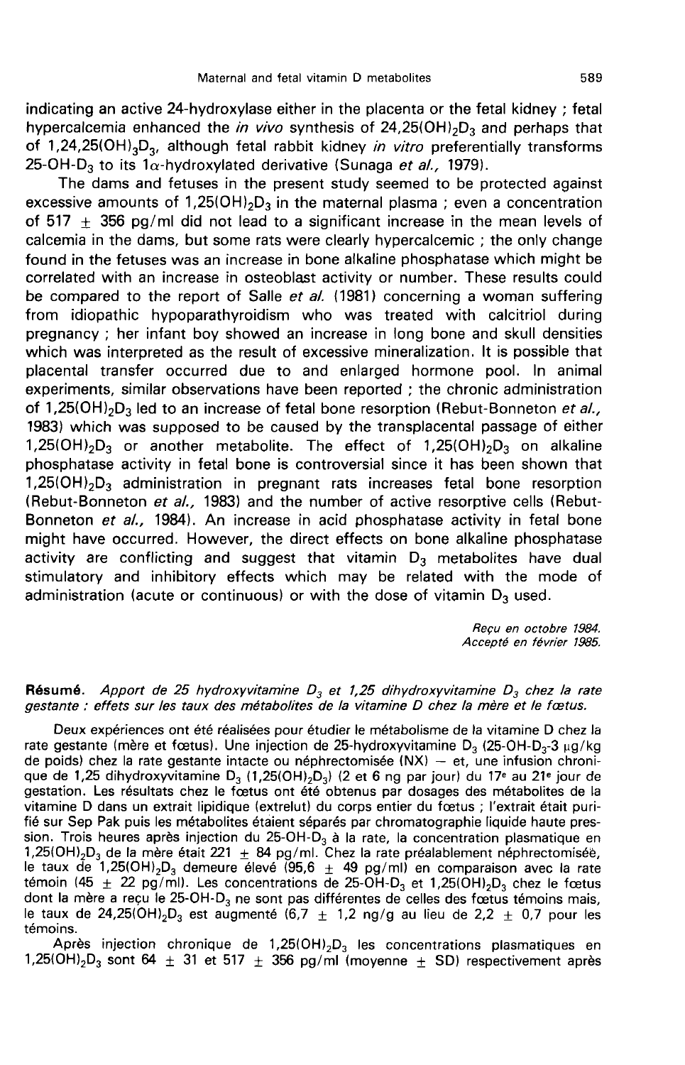indicating an active 24-hydroxylase either in the placenta or the fetal kidney ; fetal hypercalcemia enhanced the *in vivo* synthesis of $24,25(OH)_2D_3$ and perhaps that of $1,24,25(OH)_3D_3$, although fetal rabbit kidney *in vitro* preferentially transforms $25$-$OH$-$D_3$ to its $1\alpha$-hydroxylated derivative (Sunaga *et al.*, 1979).

The dams and fetuses in the present study seemed to be protected against excessive amounts of $1,25(OH)_2D_3$ in the maternal plasma ; even a concentration of $517 \pm 356$ pg/ml did not lead to a significant increase in the mean levels of calcemia in the dams, but some rats were clearly hypercalcemic ; the only change found in the fetuses was an increase in bone alkaline phosphatase which might be correlated with an increase in osteoblast activity or number. These results could be compared to the report of Salle *et al.* (1981) concerning a woman suffering from idiopathic hypoparathyroidism who was treated with calcitriol during pregnancy ; her infant boy showed an increase in long bone and skull densities which was interpreted as the result of excessive mineralization. It is possible that placental transfer occurred due to and enlarged hormone pool. In animal experiments, similar observations have been reported ; the chronic administration of $1,25(OH)_2D_3$ led to an increase of fetal bone resorption (Rebut-Bonneton *et al.*, 1983) which was supposed to be caused by the transplacental passage of either $1,25(OH)_2D_3$ or another metabolite. The effect of $1,25(OH)_2D_3$ on alkaline phosphatase activity in fetal bone is controversial since it has been shown that $1,25(OH)_2D_3$ administration in pregnant rats increases fetal bone resorption (Rebut-Bonneton *et al.*, 1983) and the number of active resorptive cells (Rebut-Bonneton *et al.*, 1984). An increase in acid phosphatase activity in fetal bone might have occurred. However, the direct effects on bone alkaline phosphatase activity are conflicting and suggest that vitamin $D_3$ metabolites have dual stimulatory and inhibitory effects which may be related with the mode of administration (acute or continuous) or with the dose of vitamin $D_3$ used.

*Reçu en octobre 1984.*
*Accepté en février 1985.*

**Résumé.** *Apport de 25 hydroxyvitamine $D_3$ et 1,25 dihydroxyvitamine $D_3$ chez la rate gestante : effets sur les taux des métabolites de la vitamine D chez la mère et le fœtus.*

Deux expériences ont été réalisées pour étudier le métabolisme de la vitamine D chez la rate gestante (mère et fœtus). Une injection de 25-hydroxyvitamine $D_3$ ($25$-$OH$-$D_3$-3 µg/kg de poids) chez la rate gestante intacte ou néphrectomisée (NX) — et, une infusion chronique de 1,25 dihydroxyvitamine $D_3$ ($1,25(OH)_2D_3$) (2 et 6 ng par jour) du 17e au 21e jour de gestation. Les résultats chez le fœtus ont été obtenus par dosages des métabolites de la vitamine D dans un extrait lipidique (extrelut) du corps entier du fœtus ; l'extrait était purifié sur Sep Pak puis les métabolites étaient séparés par chromatographie liquide haute pression. Trois heures après injection du $25$-$OH$-$D_3$ à la rate, la concentration plasmatique en $1,25(OH)_2D_3$ de la mère était $221 \pm 84$ pg/ml. Chez la rate préalablement néphrectomisée, le taux de $1,25(OH)_2D_3$ demeure élevé ($95,6 \pm 49$ pg/ml) en comparaison avec la rate témoin ($45 \pm 22$ pg/ml). Les concentrations de $25$-$OH$-$D_3$ et $1,25(OH)_2D_3$ chez le fœtus dont la mère a reçu le $25$-$OH$-$D_3$ ne sont pas différentes de celles des fœtus témoins mais, le taux de $24,25(OH)_2D_3$ est augmenté ($6,7 \pm 1,2$ ng/g au lieu de $2,2 \pm 0,7$ pour les témoins.

Après injection chronique de $1,25(OH)_2D_3$ les concentrations plasmatiques en $1,25(OH)_2D_3$ sont $64 \pm 31$ et $517 \pm 356$ pg/ml (moyenne $\pm$ SD) respectivement après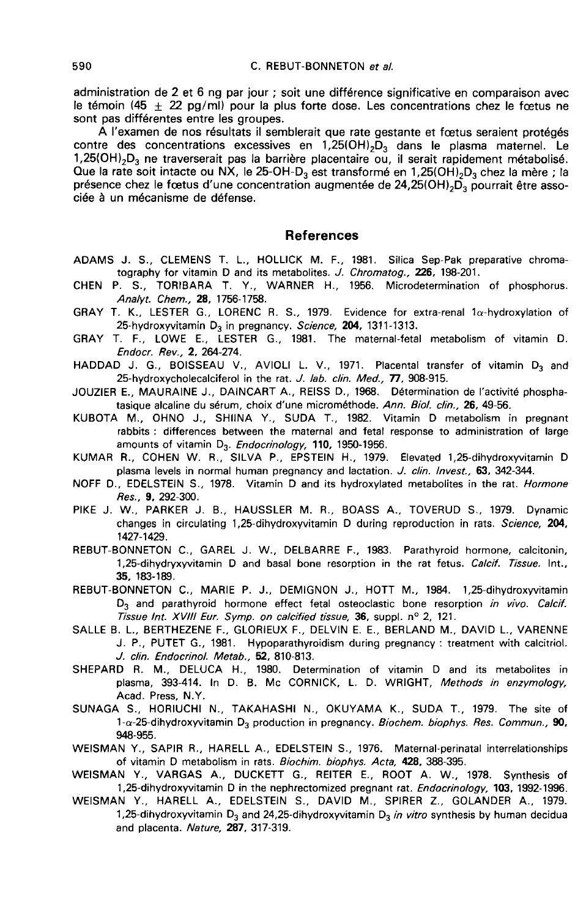administration de 2 et 6 ng par jour ; soit une différence significative en comparaison avec le témoin (45 ± 22 pg/ml) pour la plus forte dose. Les concentrations chez le fœtus ne sont pas différentes entre les groupes.

A l'examen de nos résultats il semblerait que rate gestante et fœtus seraient protégés contre des concentrations excessives en $1,25(OH)_2D_3$ dans le plasma maternel. Le $1,25(OH)_2D_3$ ne traverserait pas la barrière placentaire ou, il serait rapidement métabolisé. Que la rate soit intacte ou NX, le $25\text{-}OH\text{-}D_3$ est transformé en $1,25(OH)_2D_3$ chez la mère ; la présence chez le fœtus d'une concentration augmentée de $24,25(OH)_2D_3$ pourrait être associée à un mécanisme de défense.

## References

ADAMS J. S., CLEMENS T. L., HOLLICK M. F., 1981. Silica Sep-Pak preparative chromatography for vitamin D and its metabolites. *J. Chromatog.*, **226**, 198-201.

CHEN P. S., TORIBARA T. Y., WARNER H., 1956. Microdetermination of phosphorus. *Analyt. Chem.*, **28**, 1756-1758.

GRAY T. K., LESTER G., LORENC R. S., 1979. Evidence for extra-renal $1\alpha$-hydroxylation of 25-hydroxyvitamin $D_3$ in pregnancy. *Science*, **204**, 1311-1313.

GRAY T. F., LOWE E., LESTER G., 1981. The maternal-fetal metabolism of vitamin D. *Endocr. Rev.*, **2**, 264-274.

HADDAD J. G., BOISSEAU V., AVIOLI L. V., 1971. Placental transfer of vitamin $D_3$ and 25-hydroxycholecalciferol in the rat. *J. lab. clin. Med.*, **77**, 908-915.

JOUZIER E., MAURAINE J., DAINCART A., REISS D., 1968. Détermination de l'activité phosphatasique alcaline du sérum, choix d'une microméthode. *Ann. Biol. clin.*, **26**, 49-56.

KUBOTA M., OHNO J., SHIINA Y., SUDA T., 1982. Vitamin D metabolism in pregnant rabbits : differences between the maternal and fetal response to administration of large amounts of vitamin $D_3$. *Endocrinology*, **110**, 1950-1956.

KUMAR R., COHEN W. R., SILVA P., EPSTEIN H., 1979. Elevated 1,25-dihydroxyvitamin D plasma levels in normal human pregnancy and lactation. *J. clin. Invest.*, **63**, 342-344.

NOFF D., EDELSTEIN S., 1978. Vitamin D and its hydroxylated metabolites in the rat. *Hormone Res.*, **9**, 292-300.

PIKE J. W., PARKER J. B., HAUSSLER M. R., BOASS A., TOVERUD S., 1979. Dynamic changes in circulating 1,25-dihydroxyvitamin D during reproduction in rats. *Science*, **204**, 1427-1429.

REBUT-BONNETON C., GAREL J. W., DELBARRE F., 1983. Parathyroid hormone, calcitonin, 1,25-dihydryxyvitamin D and basal bone resorption in the rat fetus. *Calcif. Tissue.* Int., **35**, 183-189.

REBUT-BONNETON C., MARIE P. J., DEMIGNON J., HOTT M., 1984. 1,25-dihydroxyvitamin $D_3$ and parathyroid hormone effect fetal osteoclastic bone resorption *in vivo. Calcif. Tissue Int. XVIII Eur. Symp. on calcified tissue*, **36**, suppl. n° 2, 121.

SALLE B. L., BERTHEZENE F., GLORIEUX F., DELVIN E. E., BERLAND M., DAVID L., VARENNE J. P., PUTET G., 1981. Hypoparathyroidism during pregnancy : treatment with calcitriol. *J. clin. Endocrinol. Metab.*, **52**, 810-813.

SHEPARD R. M., DELUCA H., 1980. Determination of vitamin D and its metabolites in plasma, 393-414. In D. B. Mc CORNICK, L. D. WRIGHT, *Methods in enzymology*, Acad. Press, N.Y.

SUNAGA S., HORIUCHI N., TAKAHASHI N., OKUYAMA K., SUDA T., 1979. The site of $1\text{-}\alpha\text{-}25$-dihydroxyvitamin $D_3$ production in pregnancy. *Biochem. biophys. Res. Commun.*, **90**, 948-955.

WEISMAN Y., SAPIR R., HARELL A., EDELSTEIN S., 1976. Maternal-perinatal interrelationships of vitamin D metabolism in rats. *Biochim. biophys. Acta*, **428**, 388-395.

WEISMAN Y., VARGAS A., DUCKETT G., REITER E., ROOT A. W., 1978. Synthesis of 1,25-dihydroxyvitamin D in the nephrectomized pregnant rat. *Endocrinology*, **103**, 1992-1996.

WEISMAN Y., HARELL A., EDELSTEIN S., DAVID M., SPIRER Z., GOLANDER A., 1979. 1,25-dihydroxyvitamin $D_3$ and 24,25-dihydroxyvitamin $D_3$ *in vitro* synthesis by human decidua and placenta. *Nature*, **287**, 317-319.